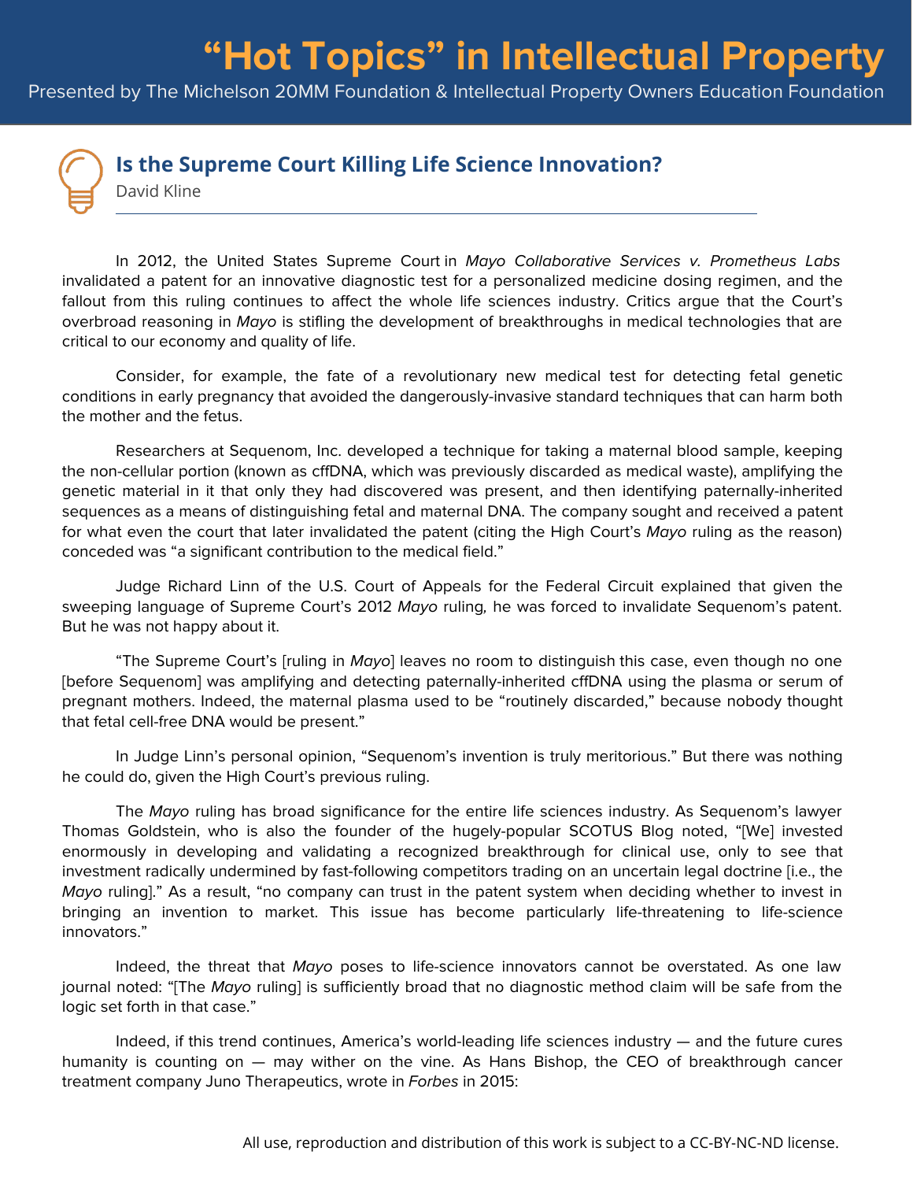# "Hot Topics" in Intellectual Property

Presented by The Michelson 20MM Foundation & Intellectual Property Owners Education Foundation

## Is the Supreme Court Killing Life Science Innovation?

David Kline

In 2012, the United States Supreme Court in *Mayo Collaborative Services v. Prometheus Labs* invalidated a patent for an innovative diagnostic test for a personalized medicine dosing regimen, and the fallout from this ruling continues to affect the whole life sciences industry. Critics argue that the Court's overbroad reasoning in *Mayo* is stifling the development of breakthroughs in medical technologies that are critical to our economy and quality of life.

Consider, for example, the fate of a revolutionary new medical test for detecting fetal genetic conditions in early pregnancy that avoided the dangerously-invasive standard techniques that can harm both the mother and the fetus.

Researchers at Sequenom, Inc. developed a technique for taking a maternal blood sample, keeping the non-cellular portion (known as cffDNA, which was previously discarded as medical waste), amplifying the genetic material in it that only they had discovered was present, and then identifying paternally-inherited sequences as a means of distinguishing fetal and maternal DNA. The company sought and received a patent for what even the court that later invalidated the patent (citing the High Court's *Mayo* ruling as the reason) conceded was "a significant contribution to the medical field."

Judge Richard Linn of the U.S. Court of Appeals for the Federal Circuit explained that given the sweeping language of Supreme Court's 2012 *Mayo* ruling, he was forced to invalidate Sequenom's patent. But he was not happy about it.

"The Supreme Court's [ruling in *Mayo*] leaves no room to distinguish this case, even though no one [before Sequenom] was amplifying and detecting paternally-inherited cffDNA using the plasma or serum of pregnant mothers. Indeed, the maternal plasma used to be "routinely discarded," because nobody thought that fetal cell-free DNA would be present."

In Judge Linn's personal opinion, "Sequenom's invention is truly meritorious." But there was nothing he could do, given the High Court's previous ruling.

The *Mayo* ruling has broad significance for the entire life sciences industry. As Sequenom's lawyer Thomas Goldstein, who is also the founder of the hugely-popular SCOTUS Blog noted, "[We] invested enormously in developing and validating a recognized breakthrough for clinical use, only to see that investment radically undermined by fast-following competitors trading on an uncertain legal doctrine [i.e., the *Mayo* ruling]." As a result, "no company can trust in the patent system when deciding whether to invest in bringing an invention to market. This issue has become particularly life-threatening to life-science innovators."

Indeed, the threat that *Mayo* poses to life-science innovators cannot be overstated. As one law journal noted: "[The *Mayo* ruling] is sufficiently broad that no diagnostic method claim will be safe from the logic set forth in that case."

Indeed, if this trend continues, America's world-leading life sciences industry — and the future cures humanity is counting on — may wither on the vine. As Hans Bishop, the CEO of breakthrough cancer treatment company Juno Therapeutics, wrote in *Forbes* in 2015:

All use, reproduction and distribution of this work is subject to a CC-BY-NC-ND license.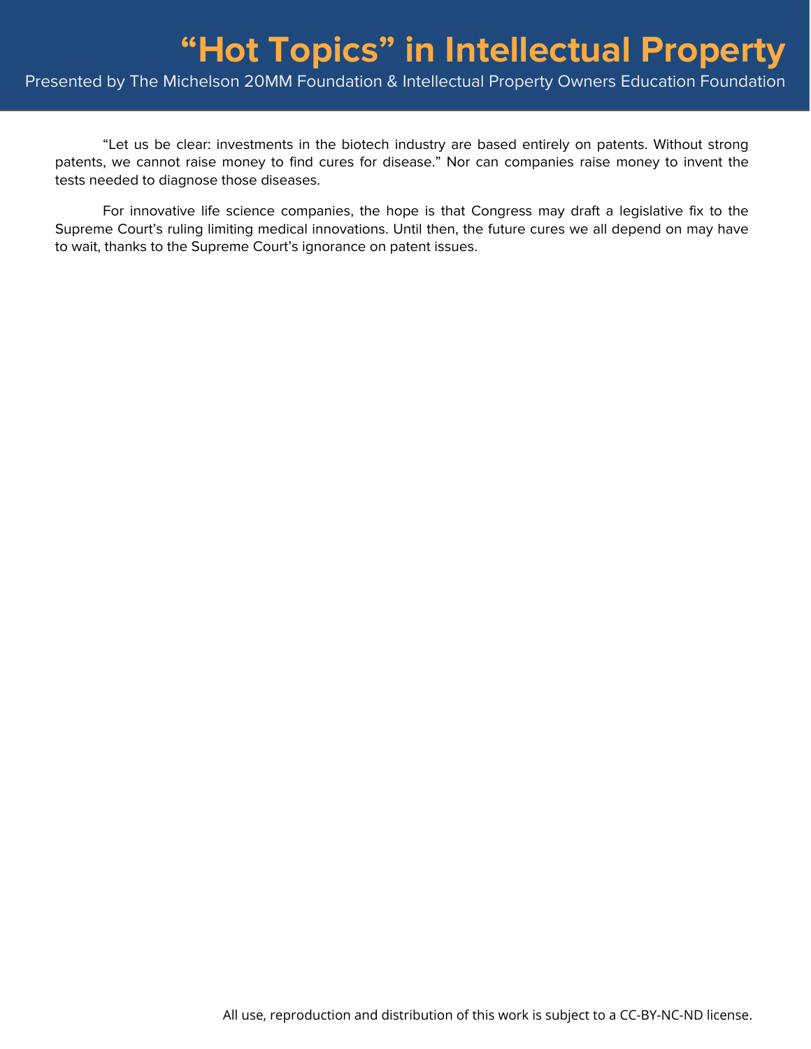"Let us be clear: investments in the biotech industry are based entirely on patents. Without strong patents, we cannot raise money to find cures for disease." Nor can companies raise money to invent the tests needed to diagnose those diseases.

For innovative life science companies, the hope is that Congress may draft a legislative fix to the Supreme Court's ruling limiting medical innovations. Until then, the future cures we all depend on may have to wait, thanks to the Supreme Court's ignorance on patent issues.